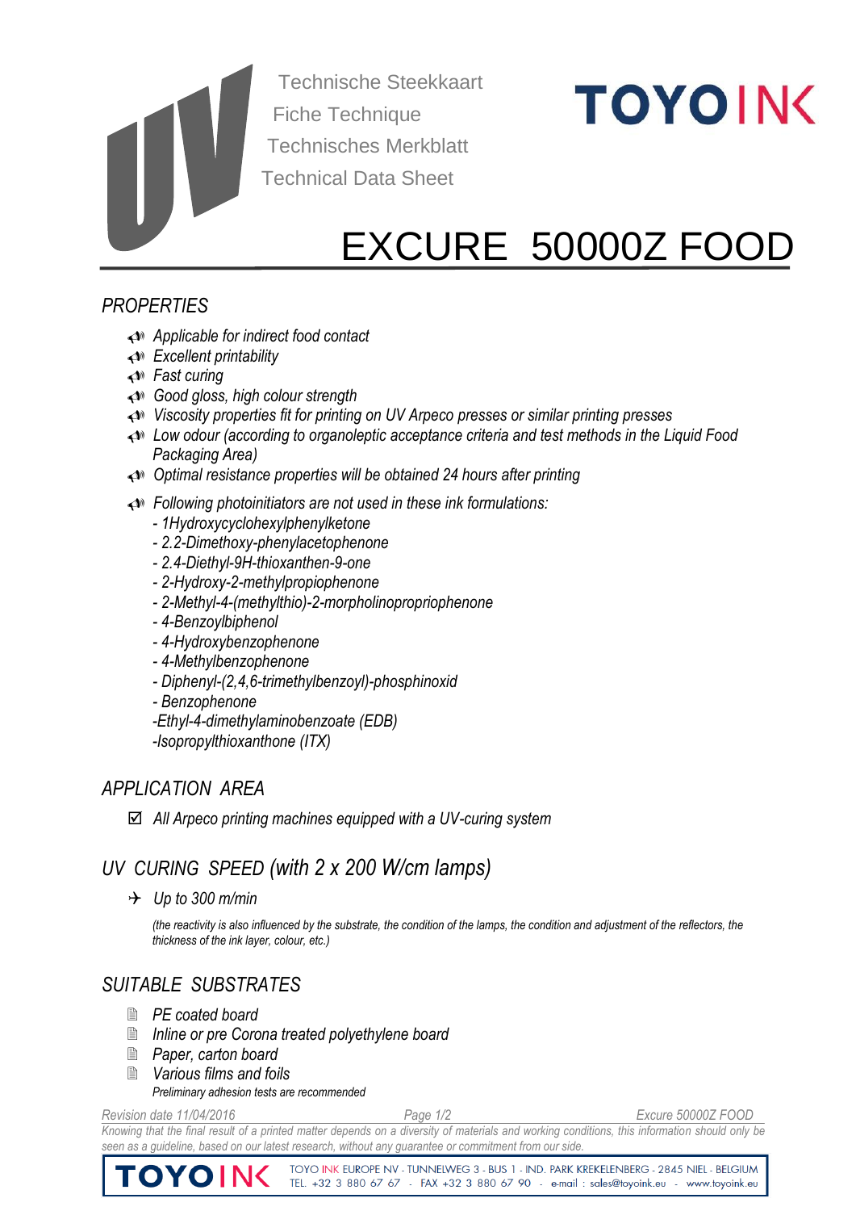Technische Steekkaart
Fiche Technique
Technisches Merkblatt
Technical Data Sheet

TOYO INK

# EXCURE 50000Z FOOD

## *PROPERTIES*

- *Applicable for indirect food contact*
- *Excellent printability*
- *Fast curing*
- *Good gloss, high colour strength*
- *Viscosity properties fit for printing on UV Arpeco presses or similar printing presses*
- *Low odour (according to organoleptic acceptance criteria and test methods in the Liquid Food Packaging Area)*
- *Optimal resistance properties will be obtained 24 hours after printing*
- *Following photoinitiators are not used in these ink formulations:*
  - *1Hydroxycyclohexylphenylketone*
  - *2.2-Dimethoxy-phenylacetophenone*
  - *2.4-Diethyl-9H-thioxanthen-9-one*
  - *2-Hydroxy-2-methylpropiophenone*
  - *2-Methyl-4-(methylthio)-2-morpholinopropriophenone*
  - *4-Benzoylbiphenol*
  - *4-Hydroxybenzophenone*
  - *4-Methylbenzophenone*
  - *Diphenyl-(2,4,6-trimethylbenzoyl)-phosphinoxid*
  - *Benzophenone*
  - *Ethyl-4-dimethylaminobenzoate (EDB)*
  - *Isopropylthioxanthone (ITX)*

## *APPLICATION AREA*

- ☑ *All Arpeco printing machines equipped with a UV-curing system*

## *UV CURING SPEED (with 2 x 200 W/cm lamps)*

- *Up to 300 m/min*

  *(the reactivity is also influenced by the substrate, the condition of the lamps, the condition and adjustment of the reflectors, the thickness of the ink layer, colour, etc.)*

## *SUITABLE SUBSTRATES*

- *PE coated board*
- *Inline or pre Corona treated polyethylene board*
- *Paper, carton board*
- *Various films and foils*

  *Preliminary adhesion tests are recommended*

*Revision date 11/04/2016*

*Knowing that the final result of a printed matter depends on a diversity of materials and working conditions, this information should only be seen as a guideline, based on our latest research, without any guarantee or commitment from our side.*

TOYO INK EUROPE NV - TUNNELWEG 3 - BUS 1 - IND. PARK KREKELENBERG - 2845 NIEL - BELGIUM
TEL. +32 3 880 67 67 - FAX +32 3 880 67 90 - e-mail : sales@toyoink.eu - www.toyoink.eu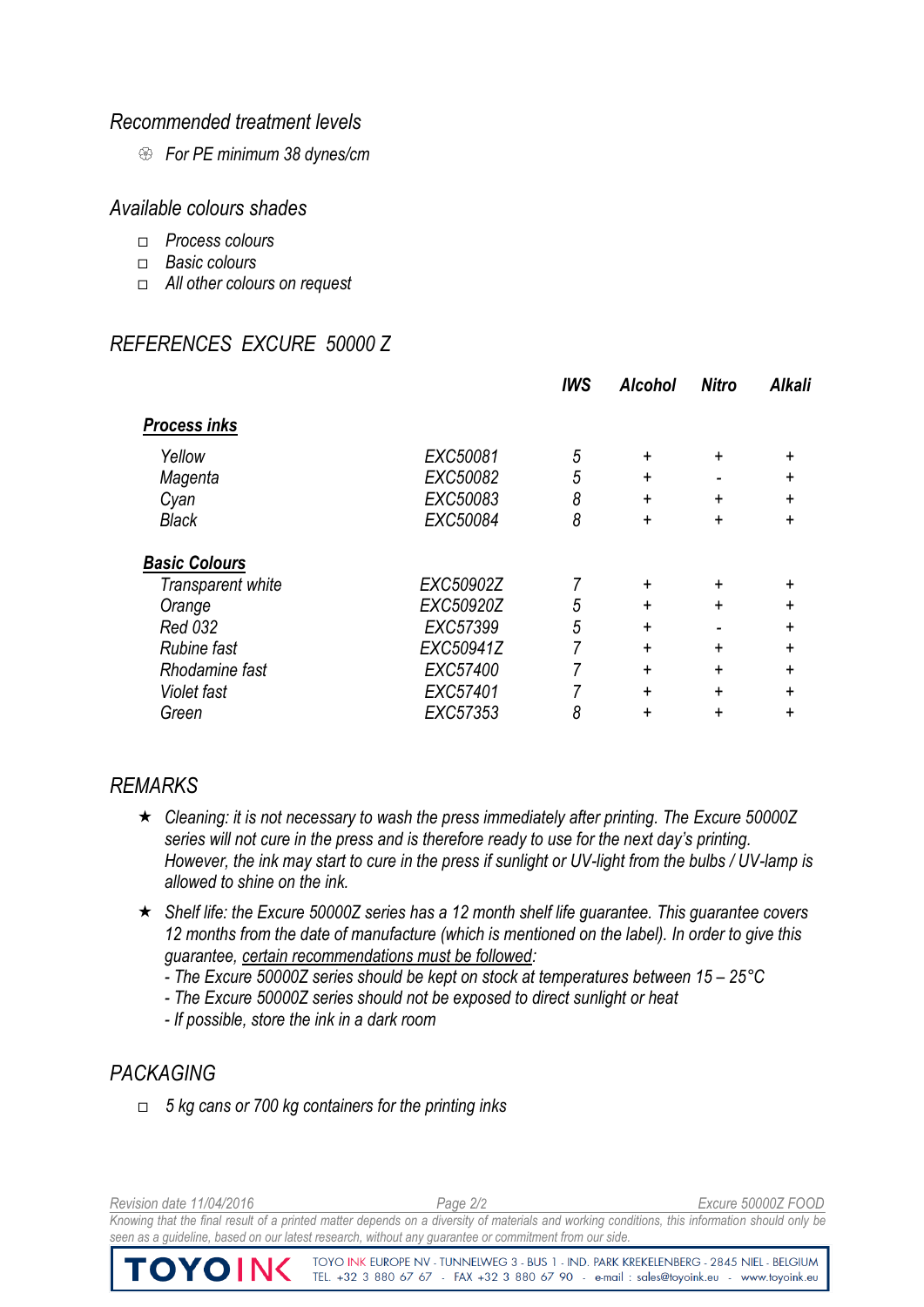## *Recommended treatment levels*

- *For PE minimum 38 dynes/cm*

## *Available colours shades*

- *Process colours*
- *Basic colours*
- *All other colours on request*

## *REFERENCES EXCURE 50000 Z*

| | | IWS | Alcohol | Nitro | Alkali |
|---|---|---|---|---|---|
| **Process inks** | | | | | |
| *Yellow* | *EXC50081* | 5 | + | + | + |
| *Magenta* | *EXC50082* | 5 | + | - | + |
| *Cyan* | *EXC50083* | 8 | + | + | + |
| *Black* | *EXC50084* | 8 | + | + | + |
| **Basic Colours** | | | | | |
| *Transparent white* | *EXC50902Z* | 7 | + | + | + |
| *Orange* | *EXC50920Z* | 5 | + | + | + |
| *Red 032* | *EXC57399* | 5 | + | - | + |
| *Rubine fast* | *EXC50941Z* | 7 | + | + | + |
| *Rhodamine fast* | *EXC57400* | 7 | + | + | + |
| *Violet fast* | *EXC57401* | 7 | + | + | + |
| *Green* | *EXC57353* | 8 | + | + | + |

## *REMARKS*

- ★ *Cleaning: it is not necessary to wash the press immediately after printing. The Excure 50000Z series will not cure in the press and is therefore ready to use for the next day's printing. However, the ink may start to cure in the press if sunlight or UV-light from the bulbs / UV-lamp is allowed to shine on the ink.*
- ★ *Shelf life: the Excure 50000Z series has a 12 month shelf life guarantee. This guarantee covers 12 months from the date of manufacture (which is mentioned on the label). In order to give this guarantee, certain recommendations must be followed:*
  - *The Excure 50000Z series should be kept on stock at temperatures between 15 – 25°C*
  - *The Excure 50000Z series should not be exposed to direct sunlight or heat*
  - *If possible, store the ink in a dark room*

## *PACKAGING*

- *5 kg cans or 700 kg containers for the printing inks*

*Revision date 11/04/2016* *Excure 50000Z FOOD*

*Knowing that the final result of a printed matter depends on a diversity of materials and working conditions, this information should only be seen as a guideline, based on our latest research, without any guarantee or commitment from our side.*

TOYO INK

TOYO INK EUROPE NV - TUNNELWEG 3 - BUS 1 - IND. PARK KREKELENBERG - 2845 NIEL - BELGIUM
TEL. +32 3 880 67 67 - FAX +32 3 880 67 90 - e-mail : sales@toyoink.eu - www.toyoink.eu